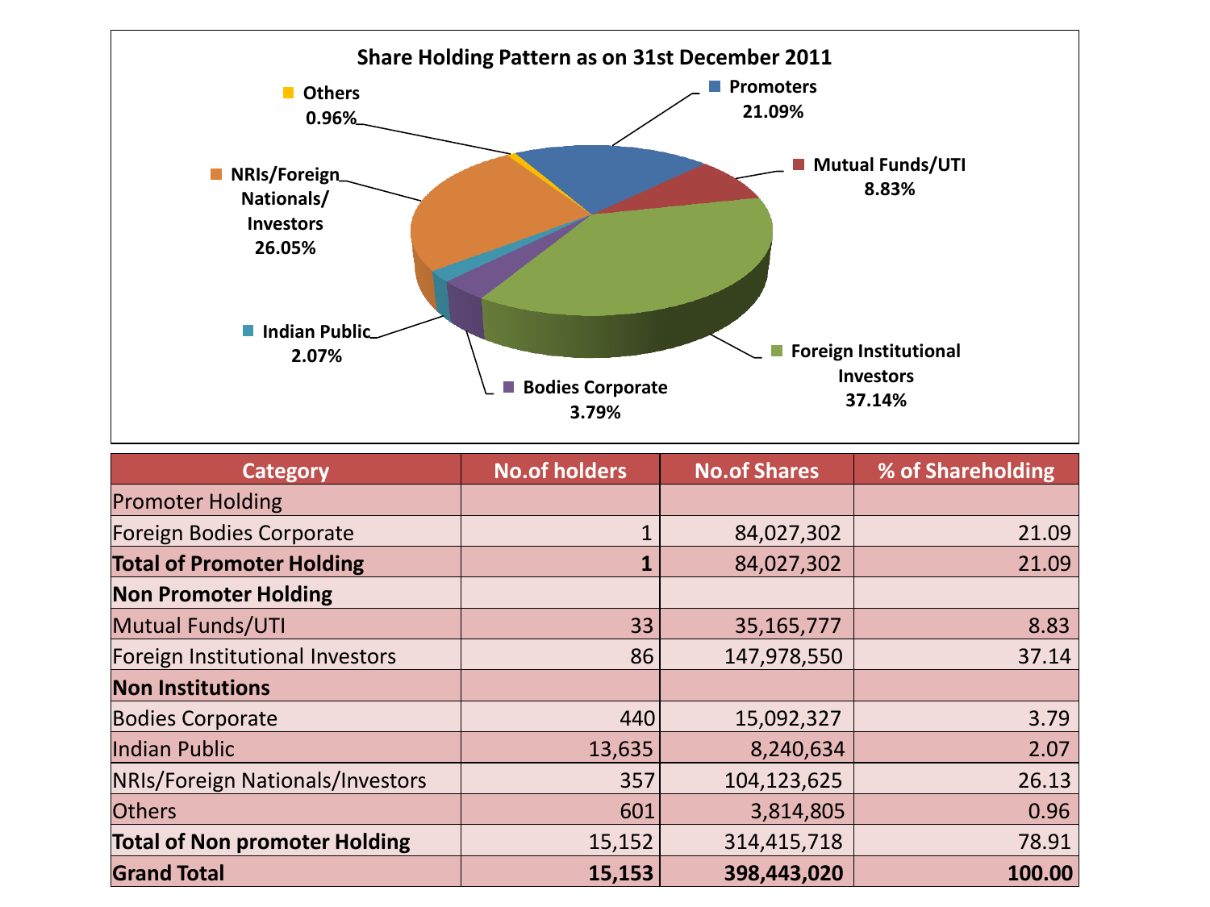## Share Holding Pattern as on 31st December 2011

- Promoters 21.09%
- Mutual Funds/UTI 8.83%
- Foreign Institutional Investors 37.14%
- Bodies Corporate 3.79%
- Indian Public 2.07%
- NRIs/Foreign Nationals/ Investors 26.05%
- Others 0.96%

| Category | No.of holders | No.of Shares | % of Shareholding |
|---|---|---|---|
| Promoter Holding | | | |
| Foreign Bodies Corporate | 1 | 84,027,302 | 21.09 |
| **Total of Promoter Holding** | **1** | 84,027,302 | 21.09 |
| **Non Promoter Holding** | | | |
| Mutual Funds/UTI | 33 | 35,165,777 | 8.83 |
| Foreign Institutional Investors | 86 | 147,978,550 | 37.14 |
| **Non Institutions** | | | |
| Bodies Corporate | 440 | 15,092,327 | 3.79 |
| Indian Public | 13,635 | 8,240,634 | 2.07 |
| NRIs/Foreign Nationals/Investors | 357 | 104,123,625 | 26.13 |
| Others | 601 | 3,814,805 | 0.96 |
| **Total of Non promoter Holding** | 15,152 | 314,415,718 | 78.91 |
| **Grand Total** | **15,153** | **398,443,020** | **100.00** |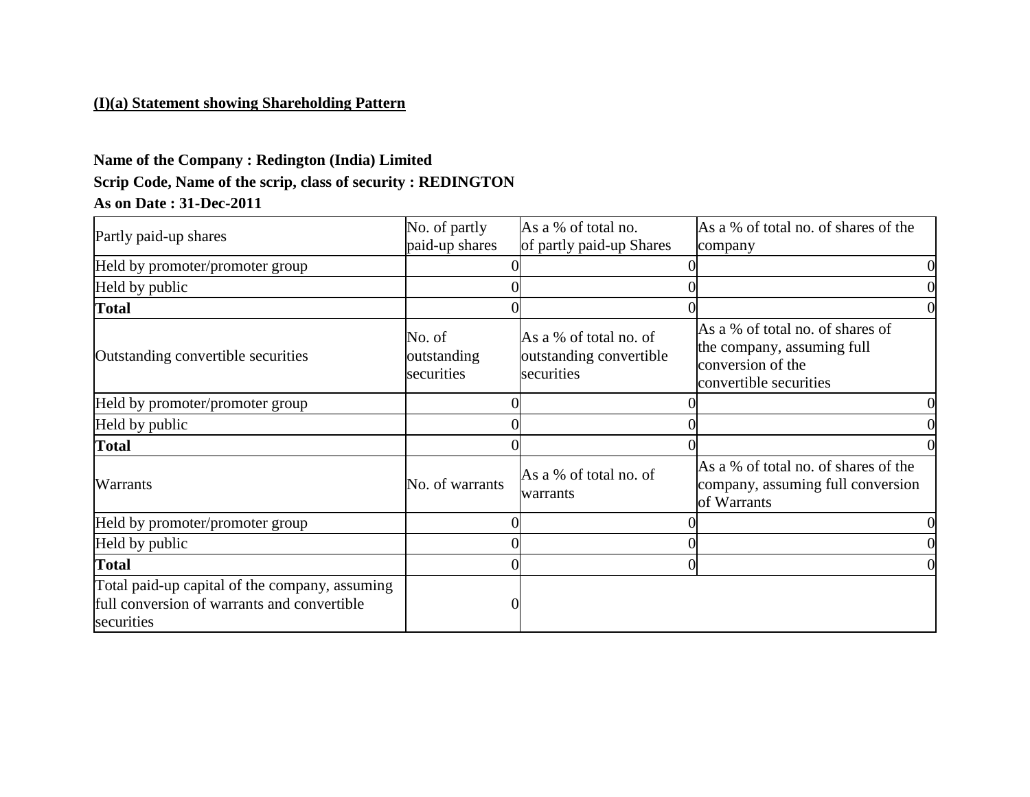**(I)(a) Statement showing Shareholding Pattern**

**Name of the Company : Redington (India) Limited**

**Scrip Code, Name of the scrip, class of security : REDINGTON**

**As on Date : 31-Dec-2011**

| Partly paid-up shares | No. of partly paid-up shares | As a % of total no. of partly paid-up Shares | As a % of total no. of shares of the company |
|---|---|---|---|
| Held by promoter/promoter group | 0 | 0 | 0 |
| Held by public | 0 | 0 | 0 |
| **Total** | 0 | 0 | 0 |
| Outstanding convertible securities | No. of outstanding securities | As a % of total no. of outstanding convertible securities | As a % of total no. of shares of the company, assuming full conversion of the convertible securities |
| Held by promoter/promoter group | 0 | 0 | 0 |
| Held by public | 0 | 0 | 0 |
| **Total** | 0 | 0 | 0 |
| Warrants | No. of warrants | As a % of total no. of warrants | As a % of total no. of shares of the company, assuming full conversion of Warrants |
| Held by promoter/promoter group | 0 | 0 | 0 |
| Held by public | 0 | 0 | 0 |
| **Total** | 0 | 0 | 0 |
| Total paid-up capital of the company, assuming full conversion of warrants and convertible securities | 0 | | |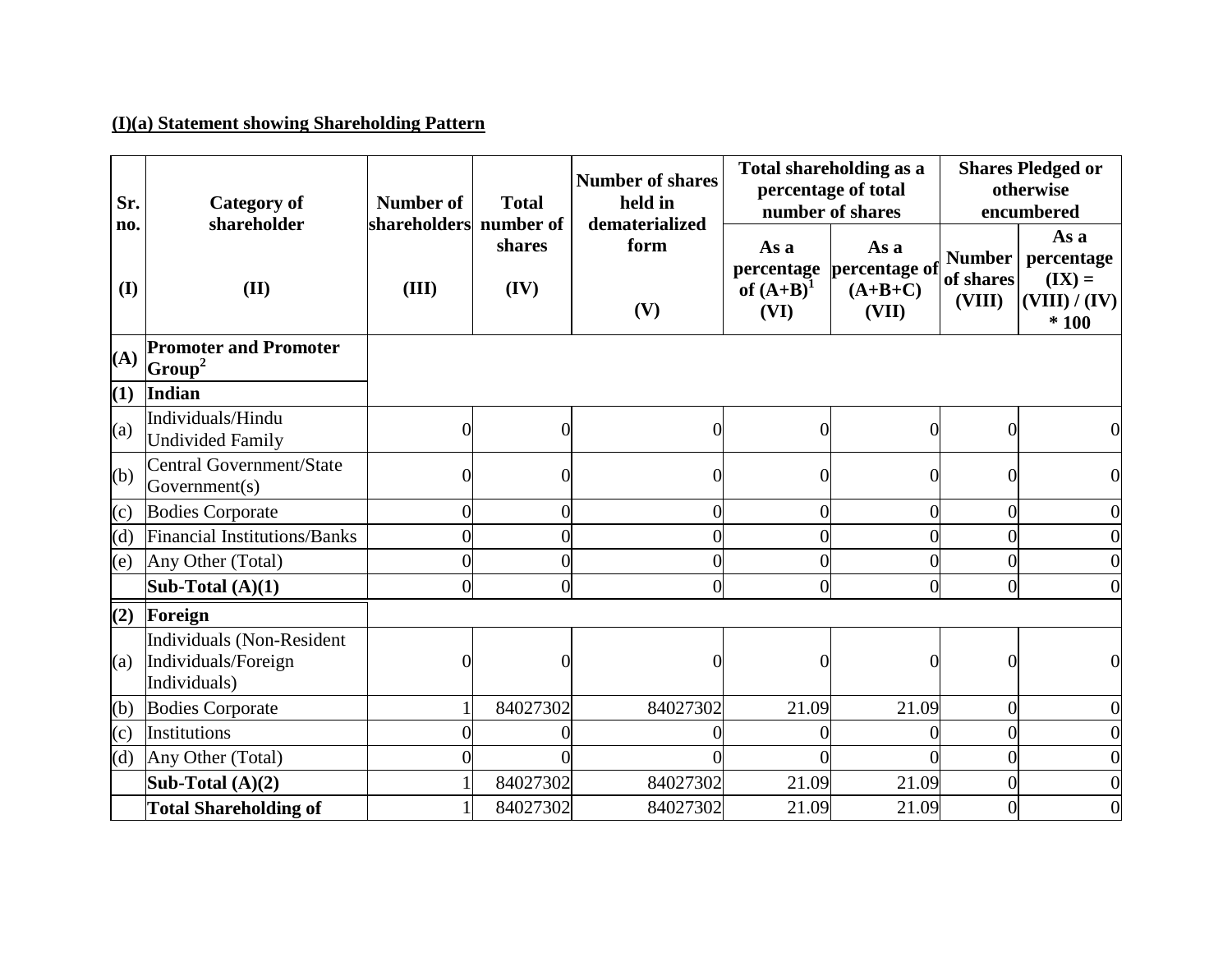**(I)(a) Statement showing Shareholding Pattern**

| Sr. no. (I) | Category of shareholder (II) | Number of shareholders (III) | Total number of shares (IV) | Number of shares held in dematerialized form (V) | Total shareholding as a percentage of total number of shares | | Shares Pledged or otherwise encumbered | |
|---|---|---|---|---|---|---|---|---|
| | | | | | As a percentage of (A+B)[1] (VI) | As a percentage of (A+B+C) (VII) | Number of shares (VIII) | As a percentage (IX) = (VIII) / (IV) * 100 |
| **(A)** | **Promoter and Promoter Group[2]** | | | | | | | |
| **(1)** | **Indian** | | | | | | | |
| (a) | Individuals/Hindu Undivided Family | 0 | 0 | 0 | 0 | 0 | 0 | 0 |
| (b) | Central Government/State Government(s) | 0 | 0 | 0 | 0 | 0 | 0 | 0 |
| (c) | Bodies Corporate | 0 | 0 | 0 | 0 | 0 | 0 | 0 |
| (d) | Financial Institutions/Banks | 0 | 0 | 0 | 0 | 0 | 0 | 0 |
| (e) | Any Other (Total) | 0 | 0 | 0 | 0 | 0 | 0 | 0 |
| | **Sub-Total (A)(1)** | 0 | 0 | 0 | 0 | 0 | 0 | 0 |
| **(2)** | **Foreign** | | | | | | | |
| (a) | Individuals (Non-Resident Individuals/Foreign Individuals) | 0 | 0 | 0 | 0 | 0 | 0 | 0 |
| (b) | Bodies Corporate | 1 | 84027302 | 84027302 | 21.09 | 21.09 | 0 | 0 |
| (c) | Institutions | 0 | 0 | 0 | 0 | 0 | 0 | 0 |
| (d) | Any Other (Total) | 0 | 0 | 0 | 0 | 0 | 0 | 0 |
| | **Sub-Total (A)(2)** | 1 | 84027302 | 84027302 | 21.09 | 21.09 | 0 | 0 |
| | **Total Shareholding of** | 1 | 84027302 | 84027302 | 21.09 | 21.09 | 0 | 0 |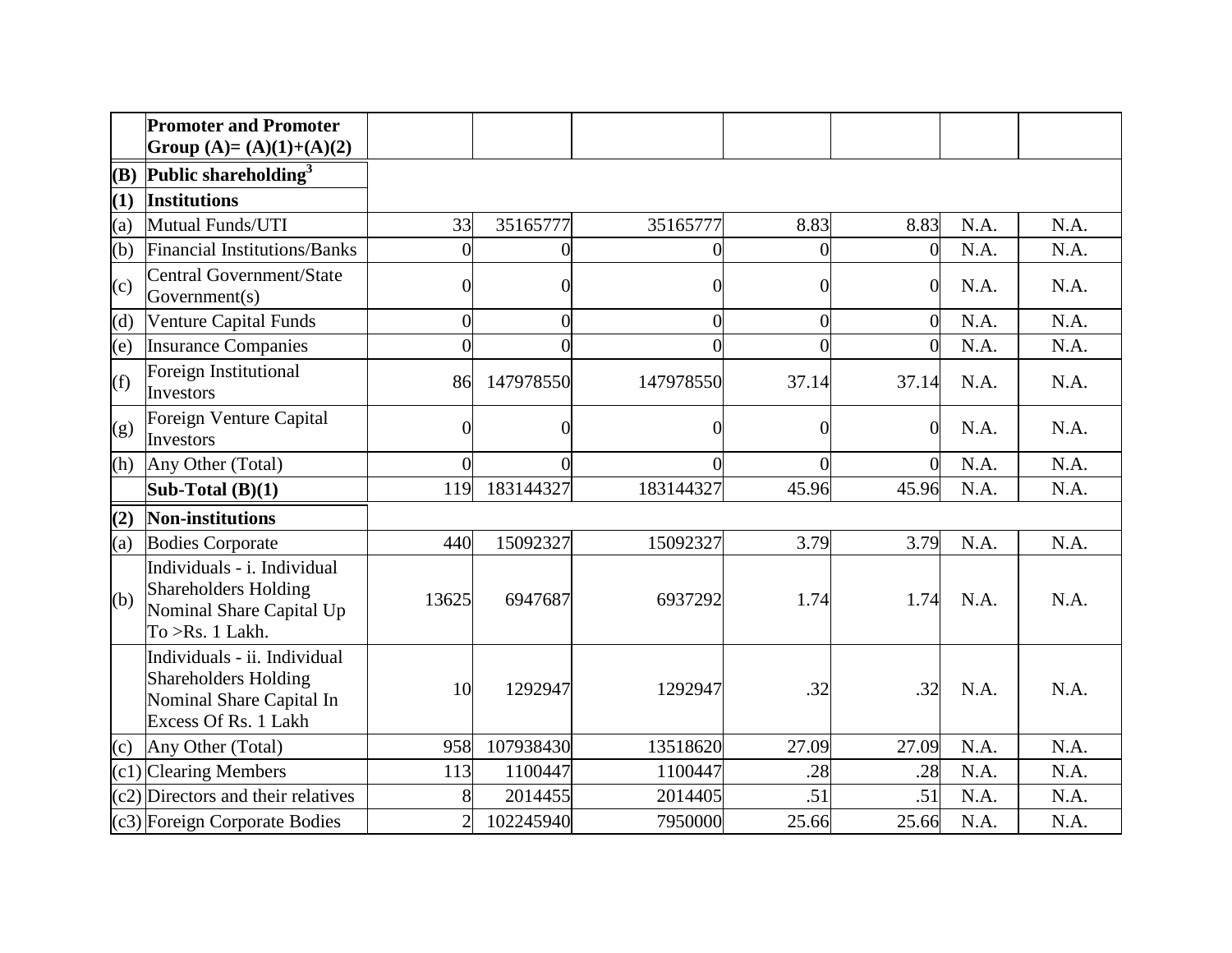| | | | | | | | | |
|---|---|---|---|---|---|---|---|---|
| | **Promoter and Promoter Group (A)= (A)(1)+(A)(2)** | | | | | | | |
| **(B)** | **Public shareholding[3]** | | | | | | | |
| **(1)** | **Institutions** | | | | | | | |
| (a) | Mutual Funds/UTI | 33 | 35165777 | 35165777 | 8.83 | 8.83 | N.A. | N.A. |
| (b) | Financial Institutions/Banks | 0 | 0 | 0 | 0 | 0 | N.A. | N.A. |
| (c) | Central Government/State Government(s) | 0 | 0 | 0 | 0 | 0 | N.A. | N.A. |
| (d) | Venture Capital Funds | 0 | 0 | 0 | 0 | 0 | N.A. | N.A. |
| (e) | Insurance Companies | 0 | 0 | 0 | 0 | 0 | N.A. | N.A. |
| (f) | Foreign Institutional Investors | 86 | 147978550 | 147978550 | 37.14 | 37.14 | N.A. | N.A. |
| (g) | Foreign Venture Capital Investors | 0 | 0 | 0 | 0 | 0 | N.A. | N.A. |
| (h) | Any Other (Total) | 0 | 0 | 0 | 0 | 0 | N.A. | N.A. |
| | **Sub-Total (B)(1)** | 119 | 183144327 | 183144327 | 45.96 | 45.96 | N.A. | N.A. |
| **(2)** | **Non-institutions** | | | | | | | |
| (a) | Bodies Corporate | 440 | 15092327 | 15092327 | 3.79 | 3.79 | N.A. | N.A. |
| (b) | Individuals - i. Individual Shareholders Holding Nominal Share Capital Up To >Rs. 1 Lakh. | 13625 | 6947687 | 6937292 | 1.74 | 1.74 | N.A. | N.A. |
| | Individuals - ii. Individual Shareholders Holding Nominal Share Capital In Excess Of Rs. 1 Lakh | 10 | 1292947 | 1292947 | .32 | .32 | N.A. | N.A. |
| (c) | Any Other (Total) | 958 | 107938430 | 13518620 | 27.09 | 27.09 | N.A. | N.A. |
| (c1) | Clearing Members | 113 | 1100447 | 1100447 | .28 | .28 | N.A. | N.A. |
| (c2) | Directors and their relatives | 8 | 2014455 | 2014405 | .51 | .51 | N.A. | N.A. |
| (c3) | Foreign Corporate Bodies | 2 | 102245940 | 7950000 | 25.66 | 25.66 | N.A. | N.A. |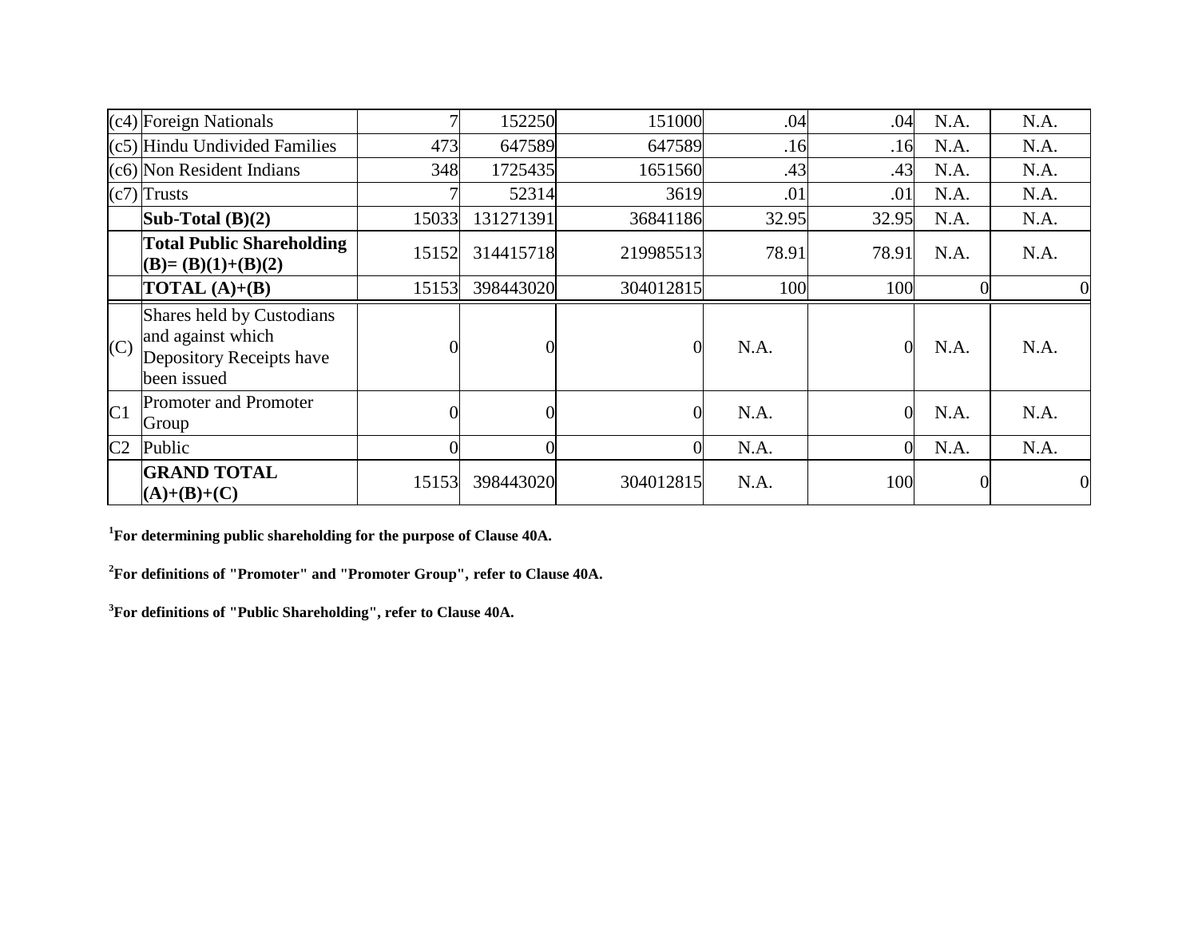| | | | | | | | | |
|---|---|---|---|---|---|---|---|---|
| (c4) | Foreign Nationals | 7 | 152250 | 151000 | .04 | .04 | N.A. | N.A. |
| (c5) | Hindu Undivided Families | 473 | 647589 | 647589 | .16 | .16 | N.A. | N.A. |
| (c6) | Non Resident Indians | 348 | 1725435 | 1651560 | .43 | .43 | N.A. | N.A. |
| (c7) | Trusts | 7 | 52314 | 3619 | .01 | .01 | N.A. | N.A. |
| | **Sub-Total (B)(2)** | 15033 | 131271391 | 36841186 | 32.95 | 32.95 | N.A. | N.A. |
| | **Total Public Shareholding (B)= (B)(1)+(B)(2)** | 15152 | 314415718 | 219985513 | 78.91 | 78.91 | N.A. | N.A. |
| | **TOTAL (A)+(B)** | 15153 | 398443020 | 304012815 | 100 | 100 | 0 | 0 |
| (C) | Shares held by Custodians and against which Depository Receipts have been issued | 0 | 0 | 0 | N.A. | 0 | N.A. | N.A. |
| C1 | Promoter and Promoter Group | 0 | 0 | 0 | N.A. | 0 | N.A. | N.A. |
| C2 | Public | 0 | 0 | 0 | N.A. | 0 | N.A. | N.A. |
| | **GRAND TOTAL (A)+(B)+(C)** | 15153 | 398443020 | 304012815 | N.A. | 100 | 0 | 0 |

[1]**For determining public shareholding for the purpose of Clause 40A.**

[2]**For definitions of "Promoter" and "Promoter Group", refer to Clause 40A.**

[3]**For definitions of "Public Shareholding", refer to Clause 40A.**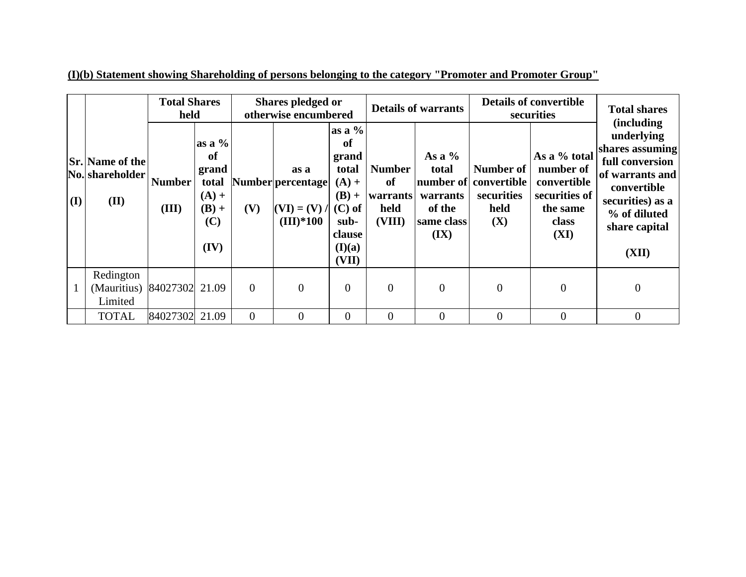**(I)(b) Statement showing Shareholding of persons belonging to the category "Promoter and Promoter Group"**

| Sr. No. (I) | Name of the shareholder (II) | Total Shares held | | Shares pledged or otherwise encumbered | | | Details of warrants | | Details of convertible securities | | Total shares (including underlying shares assuming full conversion of warrants and convertible securities) as a % of diluted share capital (XII) |
|---|---|---|---|---|---|---|---|---|---|---|---|
| | | Number (III) | as a % of grand total (A) + (B) + (C) (IV) | Number (V) | as a percentage (VI) = (V) / (III)*100 | as a % of grand total (A) + (B) + (C) of sub-clause (I)(a) (VII) | Number of warrants held (VIII) | As a % total number of warrants of the same class (IX) | Number of convertible securities held (X) | As a % total number of convertible securities of the same class (XI) | |
| 1 | Redington (Mauritius) Limited | 84027302 | 21.09 | 0 | 0 | 0 | 0 | 0 | 0 | 0 | 0 |
| | TOTAL | 84027302 | 21.09 | 0 | 0 | 0 | 0 | 0 | 0 | 0 | 0 |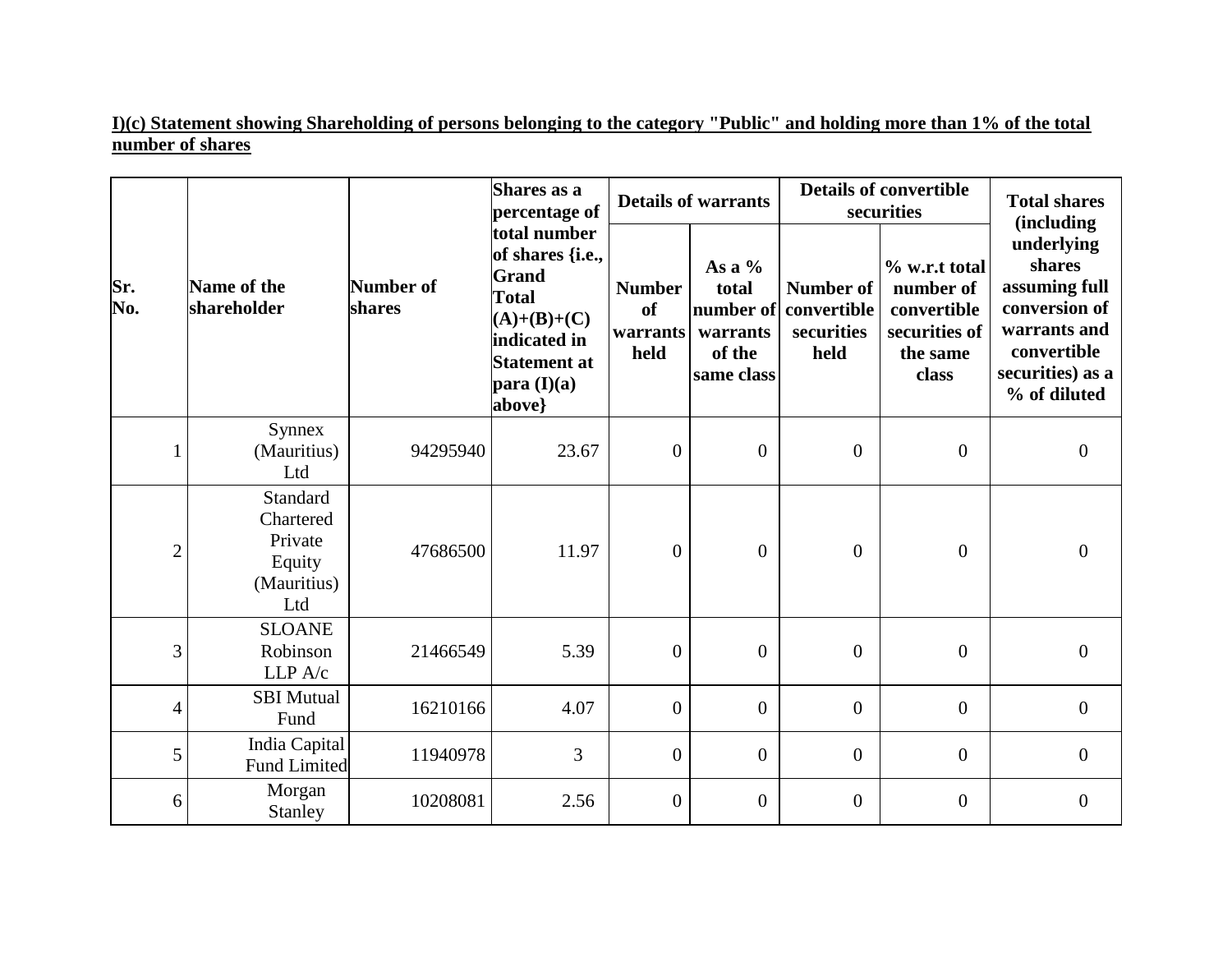**I)(c) Statement showing Shareholding of persons belonging to the category "Public" and holding more than 1% of the total number of shares**

| Sr. No. | Name of the shareholder | Number of shares | Shares as a percentage of total number of shares {i.e., Grand Total (A)+(B)+(C) indicated in Statement at para (I)(a) above} | Details of warrants | | Details of convertible securities | | Total shares (including underlying shares assuming full conversion of warrants and convertible securities) as a % of diluted |
|---|---|---|---|---|---|---|---|---|
| | | | | Number of warrants held | As a % total number of warrants of the same class | Number of convertible securities held | % w.r.t total number of convertible securities of the same class | |
| 1 | Synnex (Mauritius) Ltd | 94295940 | 23.67 | 0 | 0 | 0 | 0 | 0 |
| 2 | Standard Chartered Private Equity (Mauritius) Ltd | 47686500 | 11.97 | 0 | 0 | 0 | 0 | 0 |
| 3 | SLOANE Robinson LLP A/c | 21466549 | 5.39 | 0 | 0 | 0 | 0 | 0 |
| 4 | SBI Mutual Fund | 16210166 | 4.07 | 0 | 0 | 0 | 0 | 0 |
| 5 | India Capital Fund Limited | 11940978 | 3 | 0 | 0 | 0 | 0 | 0 |
| 6 | Morgan Stanley | 10208081 | 2.56 | 0 | 0 | 0 | 0 | 0 |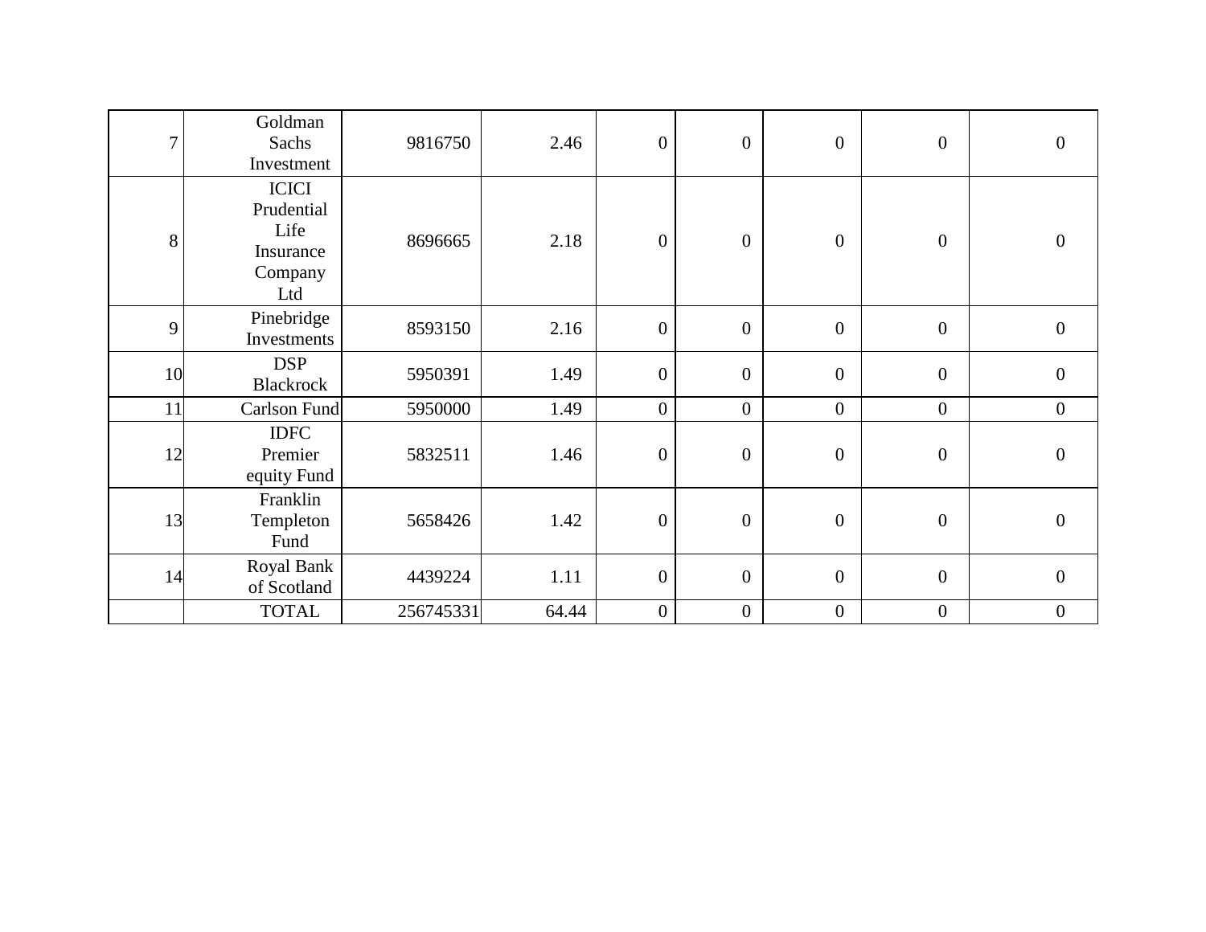|  |  |  |  |  |  |  |  |  |
|---|---|---|---|---|---|---|---|---|
| 7 | Goldman Sachs Investment | 9816750 | 2.46 | 0 | 0 | 0 | 0 | 0 |
| 8 | ICICI Prudential Life Insurance Company Ltd | 8696665 | 2.18 | 0 | 0 | 0 | 0 | 0 |
| 9 | Pinebridge Investments | 8593150 | 2.16 | 0 | 0 | 0 | 0 | 0 |
| 10 | DSP Blackrock | 5950391 | 1.49 | 0 | 0 | 0 | 0 | 0 |
| 11 | Carlson Fund | 5950000 | 1.49 | 0 | 0 | 0 | 0 | 0 |
| 12 | IDFC Premier equity Fund | 5832511 | 1.46 | 0 | 0 | 0 | 0 | 0 |
| 13 | Franklin Templeton Fund | 5658426 | 1.42 | 0 | 0 | 0 | 0 | 0 |
| 14 | Royal Bank of Scotland | 4439224 | 1.11 | 0 | 0 | 0 | 0 | 0 |
|  | TOTAL | 256745331 | 64.44 | 0 | 0 | 0 | 0 | 0 |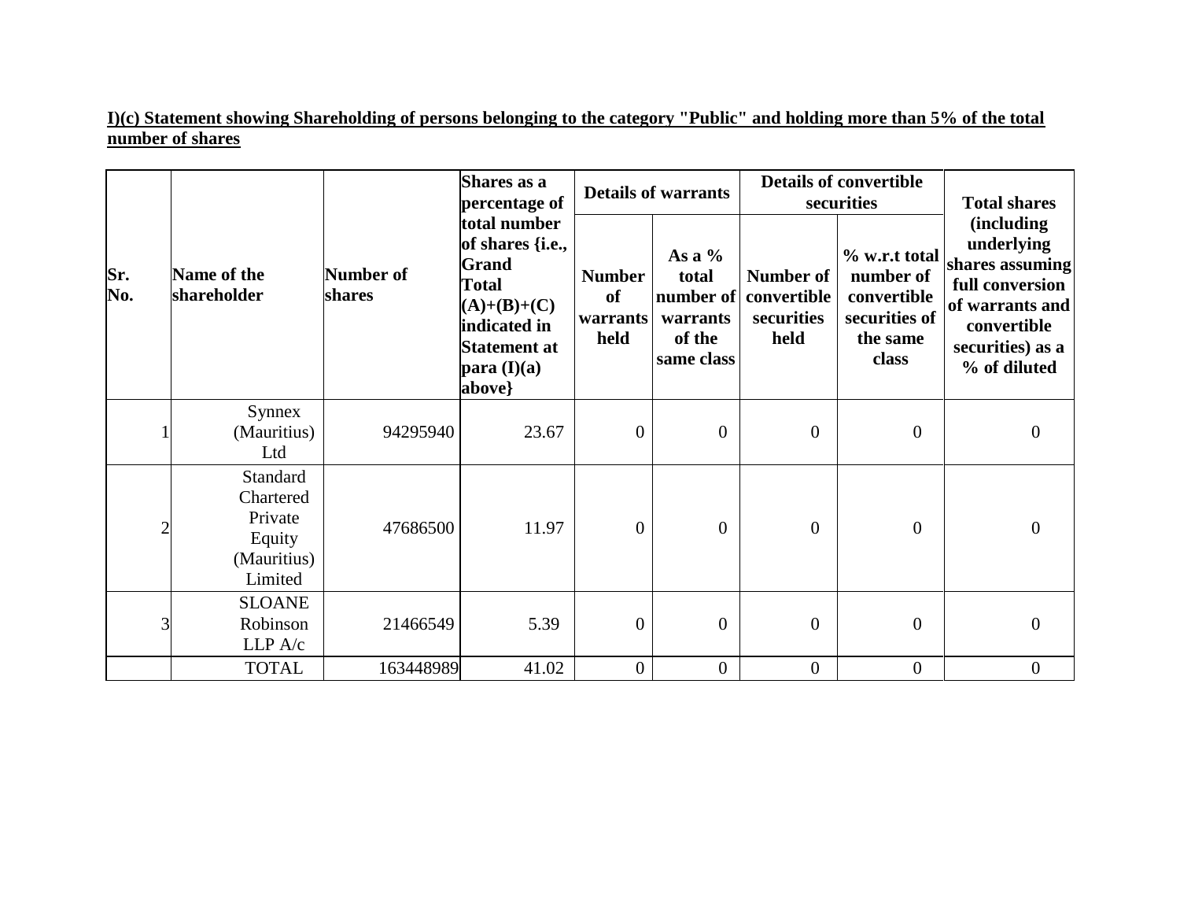**I)(c) Statement showing Shareholding of persons belonging to the category "Public" and holding more than 5% of the total number of shares**

| Sr. No. | Name of the shareholder | Number of shares | Shares as a percentage of total number of shares {i.e., Grand Total (A)+(B)+(C) indicated in Statement at para (I)(a) above} | Details of warrants | | Details of convertible securities | | Total shares (including underlying shares assuming full conversion of warrants and convertible securities) as a % of diluted |
|---|---|---|---|---|---|---|---|---|
| | | | | Number of warrants held | As a % total number of warrants of the same class | Number of convertible securities held | % w.r.t total number of convertible securities of the same class | |
| 1 | Synnex (Mauritius) Ltd | 94295940 | 23.67 | 0 | 0 | 0 | 0 | 0 |
| 2 | Standard Chartered Private Equity (Mauritius) Limited | 47686500 | 11.97 | 0 | 0 | 0 | 0 | 0 |
| 3 | SLOANE Robinson LLP A/c | 21466549 | 5.39 | 0 | 0 | 0 | 0 | 0 |
| | TOTAL | 163448989 | 41.02 | 0 | 0 | 0 | 0 | 0 |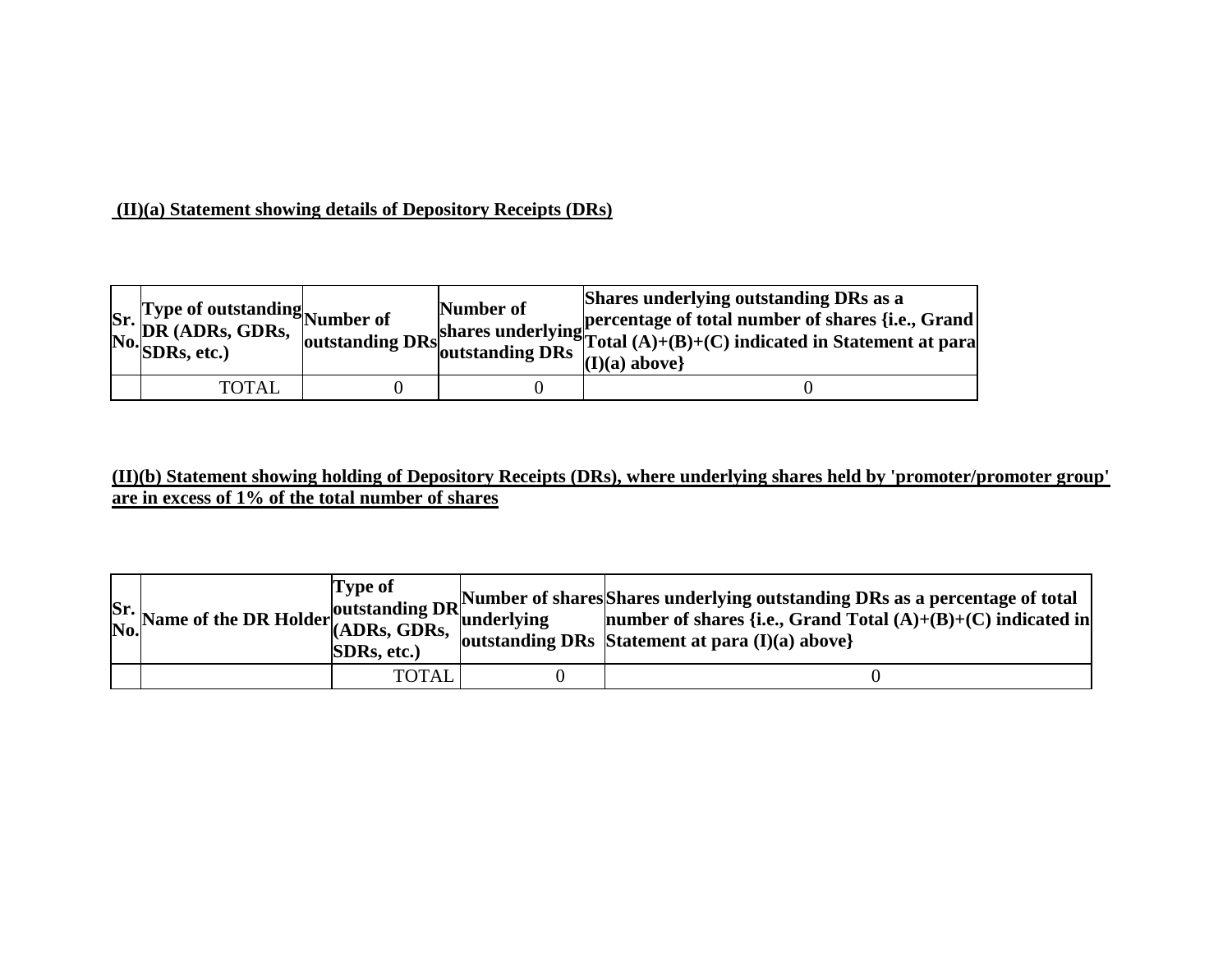**(II)(a) Statement showing details of Depository Receipts (DRs)**

| Sr. No. | Type of outstanding DR (ADRs, GDRs, SDRs, etc.) | Number of outstanding DRs | Number of shares underlying outstanding DRs | Shares underlying outstanding DRs as a percentage of total number of shares {i.e., Grand Total (A)+(B)+(C) indicated in Statement at para (I)(a) above} |
|---|---|---|---|---|
| | TOTAL | 0 | 0 | 0 |

**(II)(b) Statement showing holding of Depository Receipts (DRs), where underlying shares held by 'promoter/promoter group' are in excess of 1% of the total number of shares**

| Sr. No. | Name of the DR Holder | Type of outstanding DR (ADRs, GDRs, SDRs, etc.) | Number of shares underlying outstanding DRs | Shares underlying outstanding DRs as a percentage of total number of shares {i.e., Grand Total (A)+(B)+(C) indicated in Statement at para (I)(a) above} |
|---|---|---|---|---|
| | | TOTAL | 0 | 0 |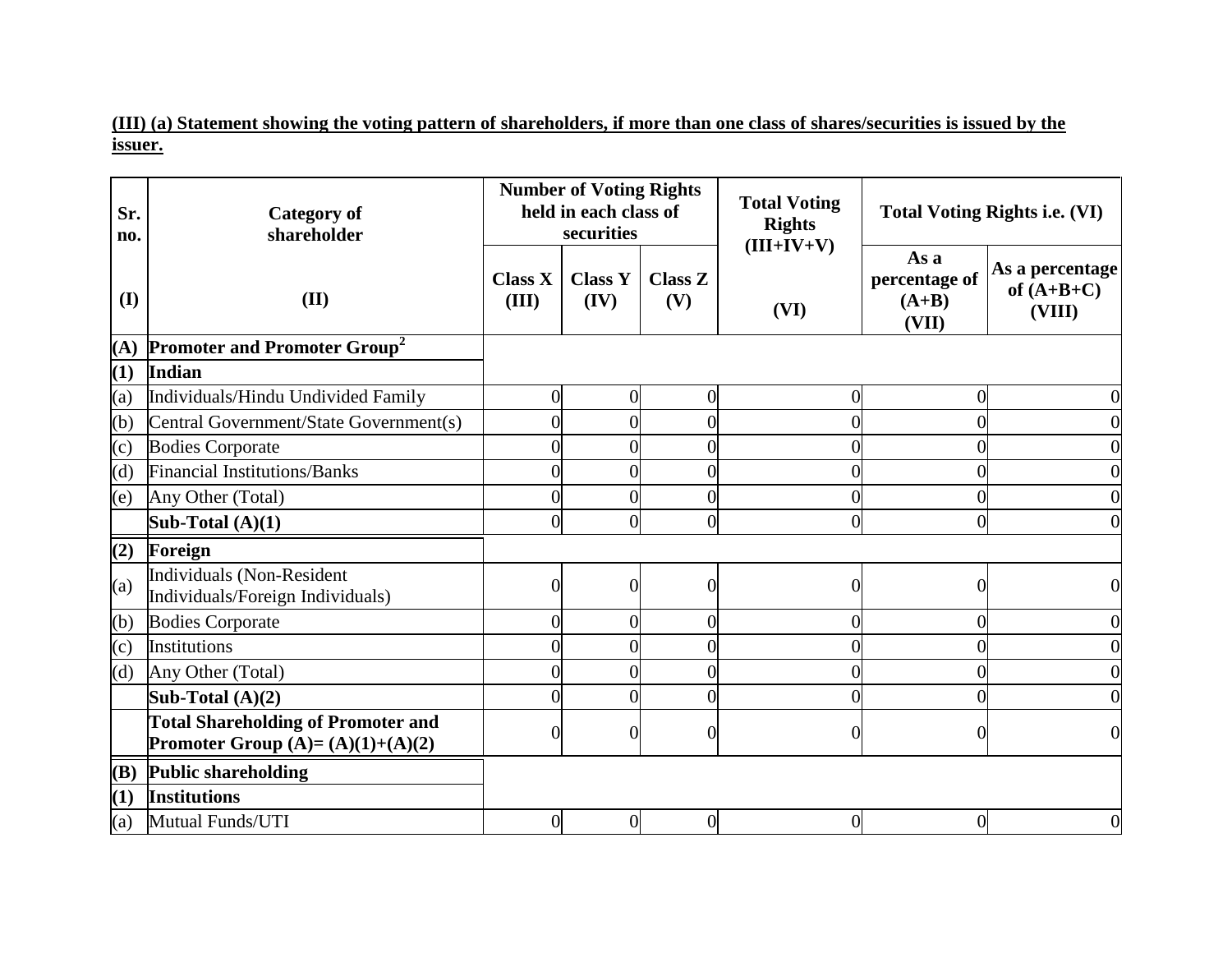**(III) (a) Statement showing the voting pattern of shareholders, if more than one class of shares/securities is issued by the issuer.**

| Sr. no. | Category of shareholder | Number of Voting Rights held in each class of securities | | | Total Voting Rights (III+IV+V) | Total Voting Rights i.e. (VI) | |
|---|---|---|---|---|---|---|---|
| | | Class X (III) | Class Y (IV) | Class Z (V) | | As a percentage of (A+B) (VII) | As a percentage of (A+B+C) (VIII) |
| (I) | (II) | | | | (VI) | | |
| **(A)** | **Promoter and Promoter Group[2]** | | | | | | |
| **(1)** | **Indian** | | | | | | |
| (a) | Individuals/Hindu Undivided Family | 0 | 0 | 0 | 0 | 0 | 0 |
| (b) | Central Government/State Government(s) | 0 | 0 | 0 | 0 | 0 | 0 |
| (c) | Bodies Corporate | 0 | 0 | 0 | 0 | 0 | 0 |
| (d) | Financial Institutions/Banks | 0 | 0 | 0 | 0 | 0 | 0 |
| (e) | Any Other (Total) | 0 | 0 | 0 | 0 | 0 | 0 |
| | **Sub-Total (A)(1)** | 0 | 0 | 0 | 0 | 0 | 0 |
| **(2)** | **Foreign** | | | | | | |
| (a) | Individuals (Non-Resident Individuals/Foreign Individuals) | 0 | 0 | 0 | 0 | 0 | 0 |
| (b) | Bodies Corporate | 0 | 0 | 0 | 0 | 0 | 0 |
| (c) | Institutions | 0 | 0 | 0 | 0 | 0 | 0 |
| (d) | Any Other (Total) | 0 | 0 | 0 | 0 | 0 | 0 |
| | **Sub-Total (A)(2)** | 0 | 0 | 0 | 0 | 0 | 0 |
| | **Total Shareholding of Promoter and Promoter Group (A)= (A)(1)+(A)(2)** | 0 | 0 | 0 | 0 | 0 | 0 |
| **(B)** | **Public shareholding** | | | | | | |
| **(1)** | **Institutions** | | | | | | |
| (a) | Mutual Funds/UTI | 0 | 0 | 0 | 0 | 0 | 0 |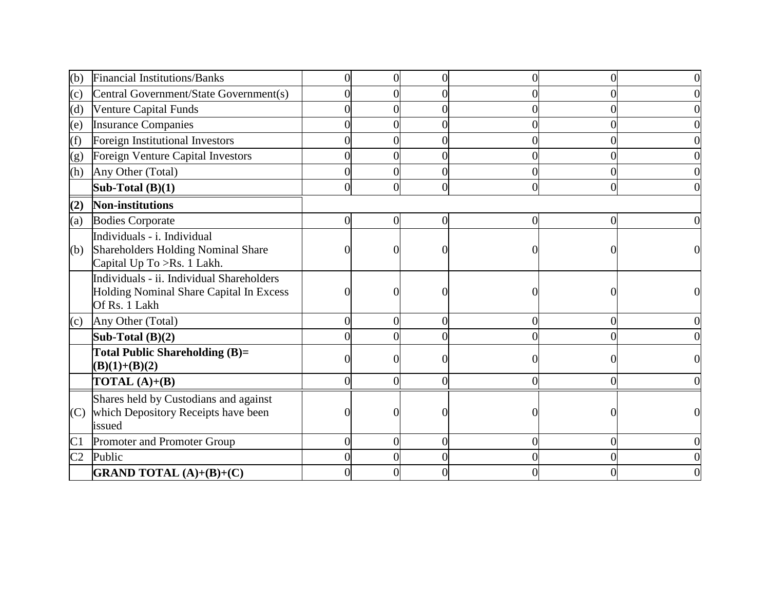| | | | | | | | |
|---|---|---|---|---|---|---|---|
| (b) | Financial Institutions/Banks | 0 | 0 | 0 | 0 | 0 | 0 |
| (c) | Central Government/State Government(s) | 0 | 0 | 0 | 0 | 0 | 0 |
| (d) | Venture Capital Funds | 0 | 0 | 0 | 0 | 0 | 0 |
| (e) | Insurance Companies | 0 | 0 | 0 | 0 | 0 | 0 |
| (f) | Foreign Institutional Investors | 0 | 0 | 0 | 0 | 0 | 0 |
| (g) | Foreign Venture Capital Investors | 0 | 0 | 0 | 0 | 0 | 0 |
| (h) | Any Other (Total) | 0 | 0 | 0 | 0 | 0 | 0 |
| | **Sub-Total (B)(1)** | 0 | 0 | 0 | 0 | 0 | 0 |
| **(2)** | **Non-institutions** | | | | | | |
| (a) | Bodies Corporate | 0 | 0 | 0 | 0 | 0 | 0 |
| (b) | Individuals - i. Individual Shareholders Holding Nominal Share Capital Up To >Rs. 1 Lakh. | 0 | 0 | 0 | 0 | 0 | 0 |
| | Individuals - ii. Individual Shareholders Holding Nominal Share Capital In Excess Of Rs. 1 Lakh | 0 | 0 | 0 | 0 | 0 | 0 |
| (c) | Any Other (Total) | 0 | 0 | 0 | 0 | 0 | 0 |
| | **Sub-Total (B)(2)** | 0 | 0 | 0 | 0 | 0 | 0 |
| | **Total Public Shareholding (B)= (B)(1)+(B)(2)** | 0 | 0 | 0 | 0 | 0 | 0 |
| | **TOTAL (A)+(B)** | 0 | 0 | 0 | 0 | 0 | 0 |
| (C) | Shares held by Custodians and against which Depository Receipts have been issued | 0 | 0 | 0 | 0 | 0 | 0 |
| C1 | Promoter and Promoter Group | 0 | 0 | 0 | 0 | 0 | 0 |
| C2 | Public | 0 | 0 | 0 | 0 | 0 | 0 |
| | **GRAND TOTAL (A)+(B)+(C)** | 0 | 0 | 0 | 0 | 0 | 0 |